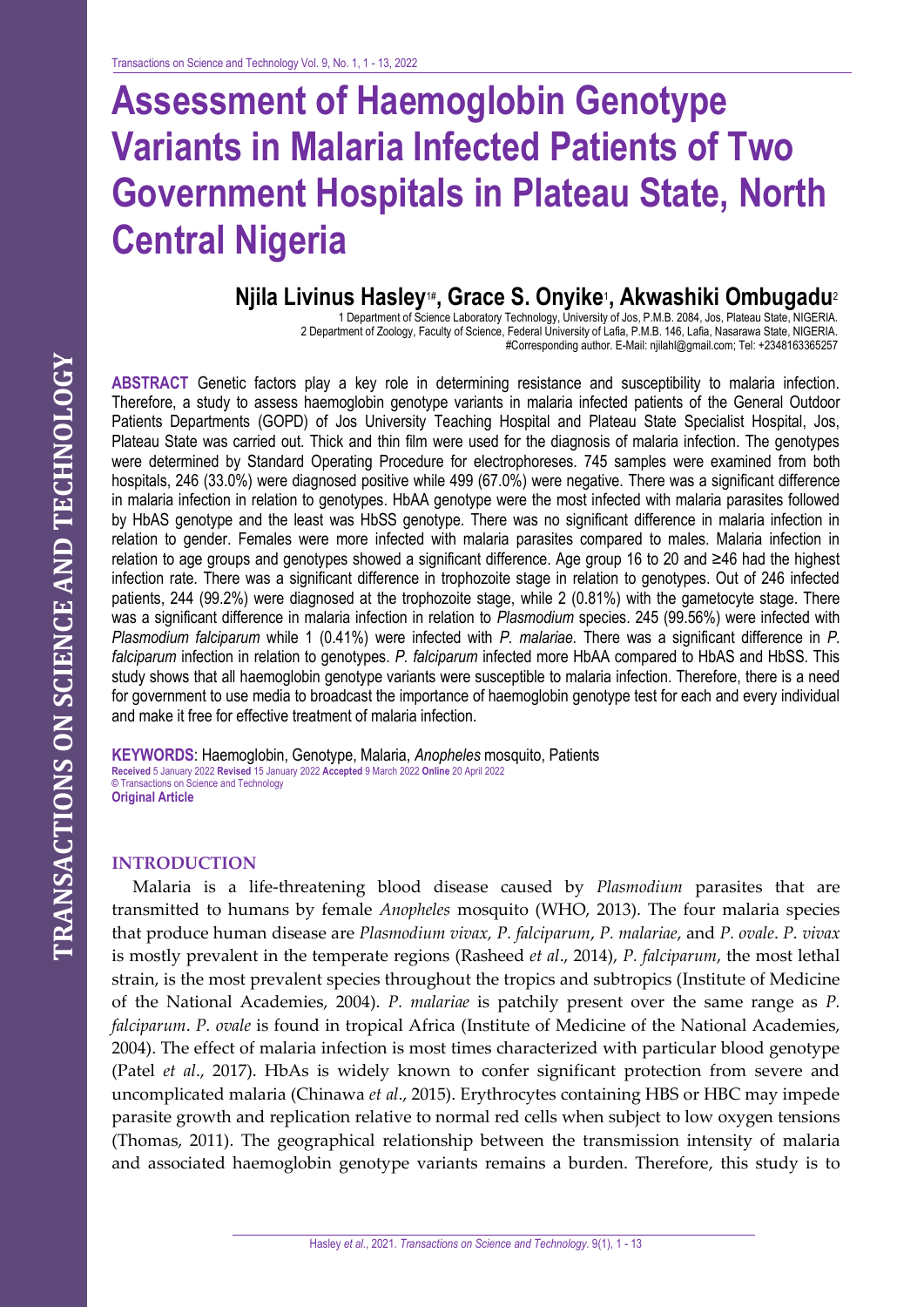# Assessment of Haemoglobin Genotype Variants in Malaria Infected Patients of Two Government Hospitals in Plateau State, North Central Nigeria

**Njila Livinus Hasley[1#], Grace S. Onyike[1], Akwashiki Ombugadu[2]**

1 Department of Science Laboratory Technology, University of Jos, P.M.B. 2084, Jos, Plateau State, NIGERIA.
2 Department of Zoology, Faculty of Science, Federal University of Lafia, P.M.B. 146, Lafia, Nasarawa State, NIGERIA.
#Corresponding author. E-Mail: njilahl@gmail.com; Tel: +2348163365257

**ABSTRACT** Genetic factors play a key role in determining resistance and susceptibility to malaria infection. Therefore, a study to assess haemoglobin genotype variants in malaria infected patients of the General Outdoor Patients Departments (GOPD) of Jos University Teaching Hospital and Plateau State Specialist Hospital, Jos, Plateau State was carried out. Thick and thin film were used for the diagnosis of malaria infection. The genotypes were determined by Standard Operating Procedure for electrophoreses. 745 samples were examined from both hospitals, 246 (33.0%) were diagnosed positive while 499 (67.0%) were negative. There was a significant difference in malaria infection in relation to genotypes. HbAA genotype were the most infected with malaria parasites followed by HbAS genotype and the least was HbSS genotype. There was no significant difference in malaria infection in relation to gender. Females were more infected with malaria parasites compared to males. Malaria infection in relation to age groups and genotypes showed a significant difference. Age group 16 to 20 and ≥46 had the highest infection rate. There was a significant difference in trophozoite stage in relation to genotypes. Out of 246 infected patients, 244 (99.2%) were diagnosed at the trophozoite stage, while 2 (0.81%) with the gametocyte stage. There was a significant difference in malaria infection in relation to *Plasmodium* species. 245 (99.56%) were infected with *Plasmodium falciparum* while 1 (0.41%) were infected with *P. malariae.* There was a significant difference in *P. falciparum* infection in relation to genotypes. *P. falciparum* infected more HbAA compared to HbAS and HbSS. This study shows that all haemoglobin genotype variants were susceptible to malaria infection. Therefore, there is a need for government to use media to broadcast the importance of haemoglobin genotype test for each and every individual and make it free for effective treatment of malaria infection.

**KEYWORDS**: Haemoglobin, Genotype, Malaria, *Anopheles* mosquito, Patients
**Received** 5 January 2022 **Revised** 15 January 2022 **Accepted** 9 March 2022 **Online** 20 April 2022
© Transactions on Science and Technology
**Original Article**

## INTRODUCTION

Malaria is a life-threatening blood disease caused by *Plasmodium* parasites that are transmitted to humans by female *Anopheles* mosquito (WHO, 2013). The four malaria species that produce human disease are *Plasmodium vivax, P. falciparum*, *P. malariae*, and *P. ovale*. *P. vivax* is mostly prevalent in the temperate regions (Rasheed *et al*., 2014), *P. falciparum*, the most lethal strain, is the most prevalent species throughout the tropics and subtropics (Institute of Medicine of the National Academies, 2004). *P. malariae* is patchily present over the same range as *P. falciparum*. *P. ovale* is found in tropical Africa (Institute of Medicine of the National Academies, 2004). The effect of malaria infection is most times characterized with particular blood genotype (Patel *et al*., 2017). HbAs is widely known to confer significant protection from severe and uncomplicated malaria (Chinawa *et al*., 2015). Erythrocytes containing HBS or HBC may impede parasite growth and replication relative to normal red cells when subject to low oxygen tensions (Thomas, 2011). The geographical relationship between the transmission intensity of malaria and associated haemoglobin genotype variants remains a burden. Therefore, this study is to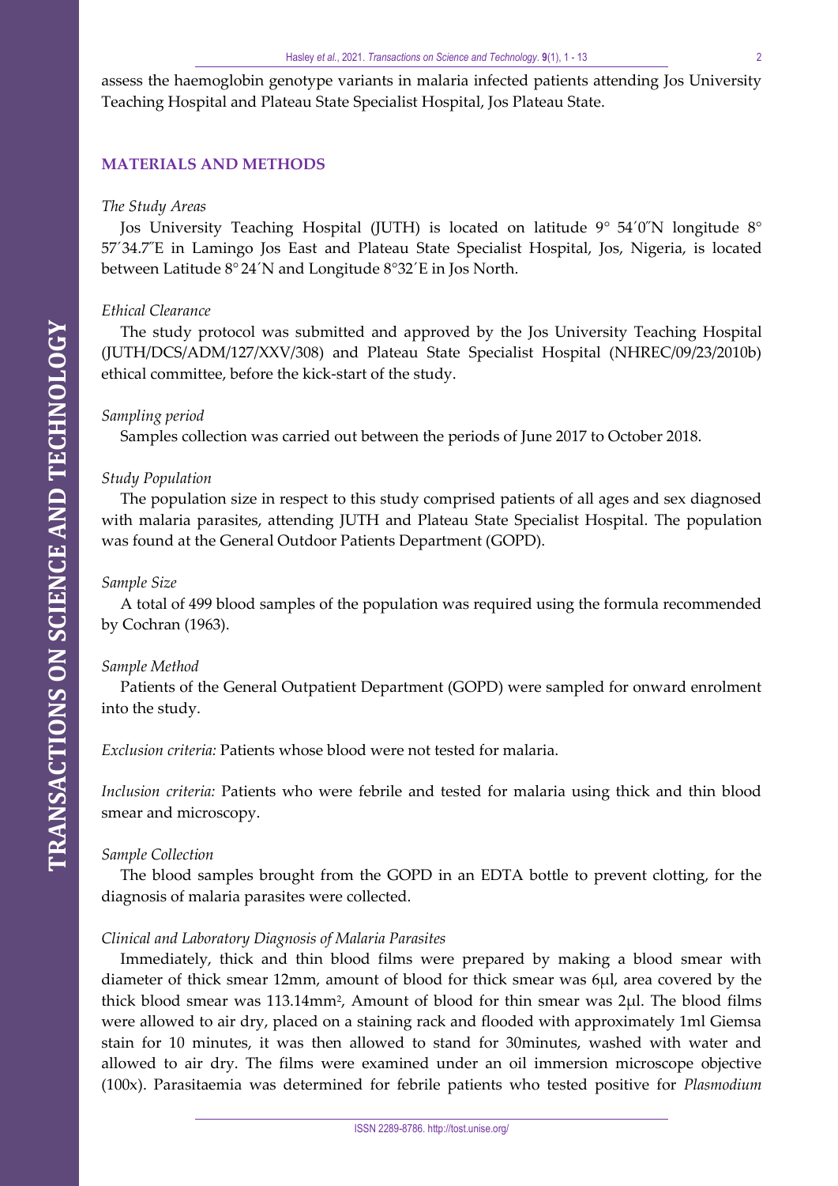assess the haemoglobin genotype variants in malaria infected patients attending Jos University Teaching Hospital and Plateau State Specialist Hospital, Jos Plateau State.

## MATERIALS AND METHODS

### *The Study Areas*

Jos University Teaching Hospital (JUTH) is located on latitude 9° 54′0″N longitude 8° 57′34.7″E in Lamingo Jos East and Plateau State Specialist Hospital, Jos, Nigeria, is located between Latitude 8° 24′N and Longitude 8°32′E in Jos North.

### *Ethical Clearance*

The study protocol was submitted and approved by the Jos University Teaching Hospital (JUTH/DCS/ADM/127/XXV/308) and Plateau State Specialist Hospital (NHREC/09/23/2010b) ethical committee, before the kick-start of the study.

### *Sampling period*

Samples collection was carried out between the periods of June 2017 to October 2018.

### *Study Population*

The population size in respect to this study comprised patients of all ages and sex diagnosed with malaria parasites, attending JUTH and Plateau State Specialist Hospital. The population was found at the General Outdoor Patients Department (GOPD).

### *Sample Size*

A total of 499 blood samples of the population was required using the formula recommended by Cochran (1963).

### *Sample Method*

Patients of the General Outpatient Department (GOPD) were sampled for onward enrolment into the study.

*Exclusion criteria:* Patients whose blood were not tested for malaria.

*Inclusion criteria:* Patients who were febrile and tested for malaria using thick and thin blood smear and microscopy.

### *Sample Collection*

The blood samples brought from the GOPD in an EDTA bottle to prevent clotting, for the diagnosis of malaria parasites were collected.

### *Clinical and Laboratory Diagnosis of Malaria Parasites*

Immediately, thick and thin blood films were prepared by making a blood smear with diameter of thick smear 12mm, amount of blood for thick smear was 6µl, area covered by the thick blood smear was 113.14mm$^2$, Amount of blood for thin smear was 2µl. The blood films were allowed to air dry, placed on a staining rack and flooded with approximately 1ml Giemsa stain for 10 minutes, it was then allowed to stand for 30minutes, washed with water and allowed to air dry. The films were examined under an oil immersion microscope objective (100x). Parasitaemia was determined for febrile patients who tested positive for *Plasmodium*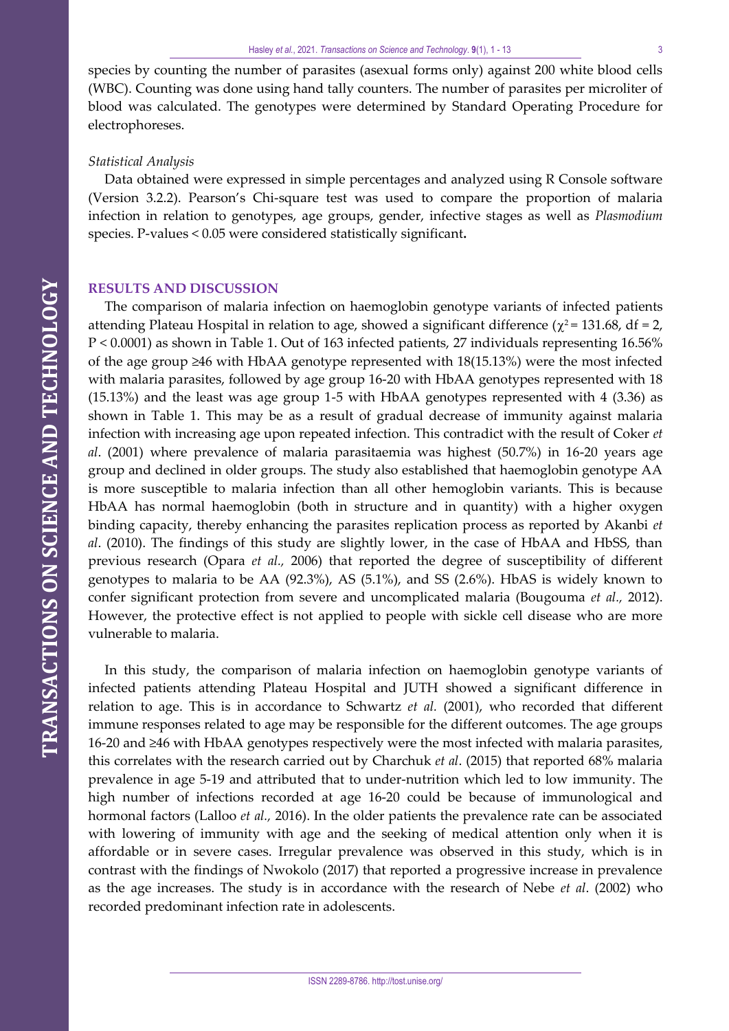species by counting the number of parasites (asexual forms only) against 200 white blood cells (WBC). Counting was done using hand tally counters. The number of parasites per microliter of blood was calculated. The genotypes were determined by Standard Operating Procedure for electrophoreses.

### *Statistical Analysis*

Data obtained were expressed in simple percentages and analyzed using R Console software (Version 3.2.2). Pearson's Chi-square test was used to compare the proportion of malaria infection in relation to genotypes, age groups, gender, infective stages as well as *Plasmodium* species. P-values < 0.05 were considered statistically significant**.**

## RESULTS AND DISCUSSION

The comparison of malaria infection on haemoglobin genotype variants of infected patients attending Plateau Hospital in relation to age, showed a significant difference ($\chi^2 = 131.68$, df = 2, $P < 0.0001$) as shown in Table 1. Out of 163 infected patients, 27 individuals representing 16.56% of the age group ≥46 with HbAA genotype represented with 18(15.13%) were the most infected with malaria parasites, followed by age group 16-20 with HbAA genotypes represented with 18 (15.13%) and the least was age group 1-5 with HbAA genotypes represented with 4 (3.36) as shown in Table 1. This may be as a result of gradual decrease of immunity against malaria infection with increasing age upon repeated infection. This contradict with the result of Coker *et al*. (2001) where prevalence of malaria parasitaemia was highest (50.7%) in 16-20 years age group and declined in older groups. The study also established that haemoglobin genotype AA is more susceptible to malaria infection than all other hemoglobin variants. This is because HbAA has normal haemoglobin (both in structure and in quantity) with a higher oxygen binding capacity, thereby enhancing the parasites replication process as reported by Akanbi *et al*. (2010). The findings of this study are slightly lower, in the case of HbAA and HbSS, than previous research (Opara *et al.,* 2006) that reported the degree of susceptibility of different genotypes to malaria to be AA (92.3%), AS (5.1%), and SS (2.6%). HbAS is widely known to confer significant protection from severe and uncomplicated malaria (Bougouma *et al.,* 2012). However, the protective effect is not applied to people with sickle cell disease who are more vulnerable to malaria.

In this study, the comparison of malaria infection on haemoglobin genotype variants of infected patients attending Plateau Hospital and JUTH showed a significant difference in relation to age. This is in accordance to Schwartz *et al.* (2001), who recorded that different immune responses related to age may be responsible for the different outcomes. The age groups 16-20 and ≥46 with HbAA genotypes respectively were the most infected with malaria parasites, this correlates with the research carried out by Charchuk *et al*. (2015) that reported 68% malaria prevalence in age 5-19 and attributed that to under-nutrition which led to low immunity. The high number of infections recorded at age 16-20 could be because of immunological and hormonal factors (Lalloo *et al.,* 2016). In the older patients the prevalence rate can be associated with lowering of immunity with age and the seeking of medical attention only when it is affordable or in severe cases. Irregular prevalence was observed in this study, which is in contrast with the findings of Nwokolo (2017) that reported a progressive increase in prevalence as the age increases. The study is in accordance with the research of Nebe *et al*. (2002) who recorded predominant infection rate in adolescents.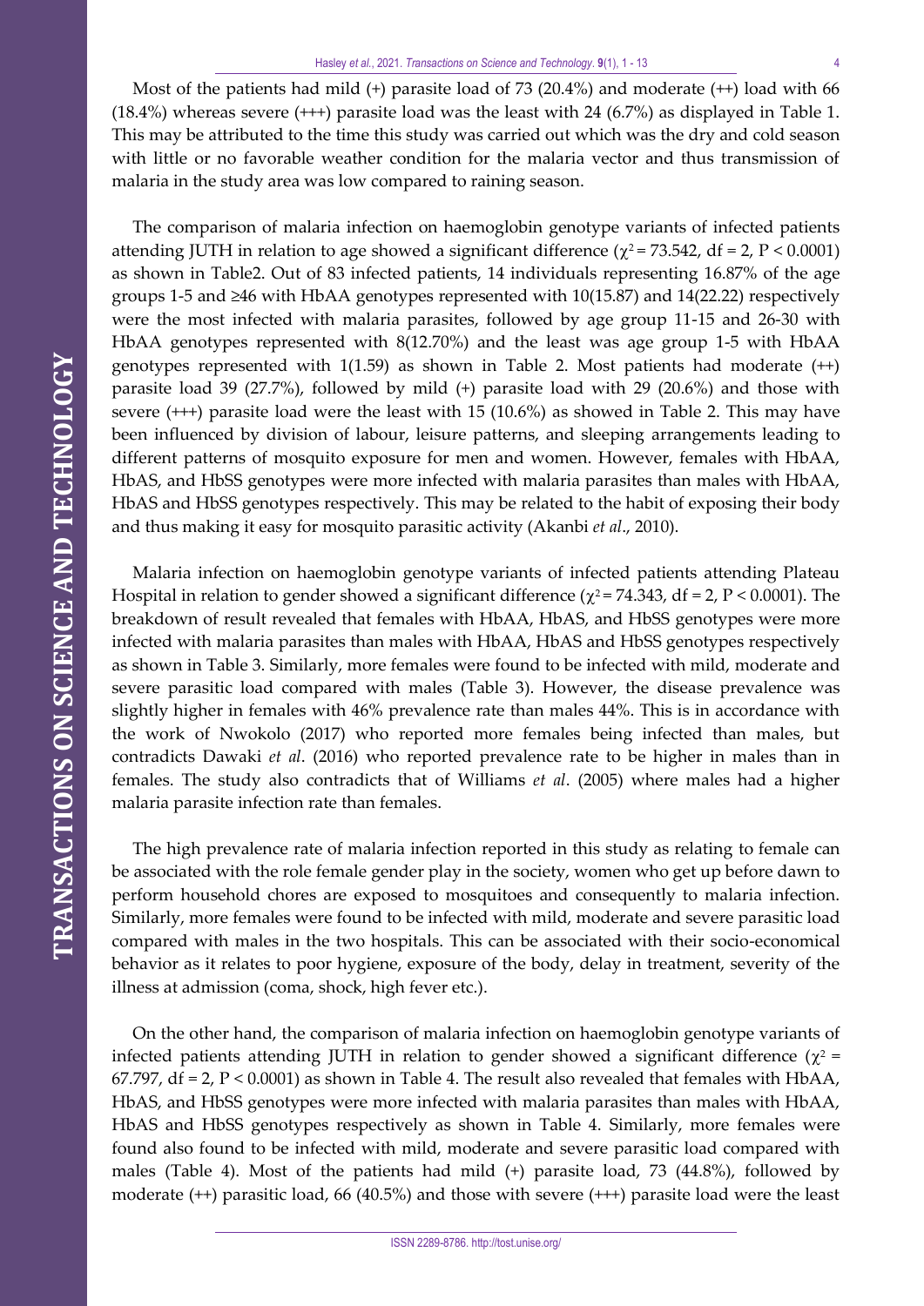Most of the patients had mild (+) parasite load of 73 (20.4%) and moderate (++) load with 66 (18.4%) whereas severe (+++) parasite load was the least with 24 (6.7%) as displayed in Table 1. This may be attributed to the time this study was carried out which was the dry and cold season with little or no favorable weather condition for the malaria vector and thus transmission of malaria in the study area was low compared to raining season.

The comparison of malaria infection on haemoglobin genotype variants of infected patients attending JUTH in relation to age showed a significant difference ($\chi^2 = 73.542$, df = 2, $P < 0.0001$) as shown in Table2. Out of 83 infected patients, 14 individuals representing 16.87% of the age groups 1-5 and ≥46 with HbAA genotypes represented with 10(15.87) and 14(22.22) respectively were the most infected with malaria parasites, followed by age group 11-15 and 26-30 with HbAA genotypes represented with 8(12.70%) and the least was age group 1-5 with HbAA genotypes represented with 1(1.59) as shown in Table 2. Most patients had moderate (++) parasite load 39 (27.7%), followed by mild (+) parasite load with 29 (20.6%) and those with severe (+++) parasite load were the least with 15 (10.6%) as showed in Table 2. This may have been influenced by division of labour, leisure patterns, and sleeping arrangements leading to different patterns of mosquito exposure for men and women. However, females with HbAA, HbAS, and HbSS genotypes were more infected with malaria parasites than males with HbAA, HbAS and HbSS genotypes respectively. This may be related to the habit of exposing their body and thus making it easy for mosquito parasitic activity (Akanbi *et al*., 2010).

Malaria infection on haemoglobin genotype variants of infected patients attending Plateau Hospital in relation to gender showed a significant difference ($\chi^2 = 74.343$, df = 2, $P < 0.0001$). The breakdown of result revealed that females with HbAA, HbAS, and HbSS genotypes were more infected with malaria parasites than males with HbAA, HbAS and HbSS genotypes respectively as shown in Table 3. Similarly, more females were found to be infected with mild, moderate and severe parasitic load compared with males (Table 3). However, the disease prevalence was slightly higher in females with 46% prevalence rate than males 44%. This is in accordance with the work of Nwokolo (2017) who reported more females being infected than males, but contradicts Dawaki *et al*. (2016) who reported prevalence rate to be higher in males than in females. The study also contradicts that of Williams *et al*. (2005) where males had a higher malaria parasite infection rate than females.

The high prevalence rate of malaria infection reported in this study as relating to female can be associated with the role female gender play in the society, women who get up before dawn to perform household chores are exposed to mosquitoes and consequently to malaria infection. Similarly, more females were found to be infected with mild, moderate and severe parasitic load compared with males in the two hospitals. This can be associated with their socio-economical behavior as it relates to poor hygiene, exposure of the body, delay in treatment, severity of the illness at admission (coma, shock, high fever etc.).

On the other hand, the comparison of malaria infection on haemoglobin genotype variants of infected patients attending JUTH in relation to gender showed a significant difference ($\chi^2 = 67.797$, df = 2, $P < 0.0001$) as shown in Table 4. The result also revealed that females with HbAA, HbAS, and HbSS genotypes were more infected with malaria parasites than males with HbAA, HbAS and HbSS genotypes respectively as shown in Table 4. Similarly, more females were found also found to be infected with mild, moderate and severe parasitic load compared with males (Table 4). Most of the patients had mild (+) parasite load, 73 (44.8%), followed by moderate (++) parasitic load, 66 (40.5%) and those with severe (+++) parasite load were the least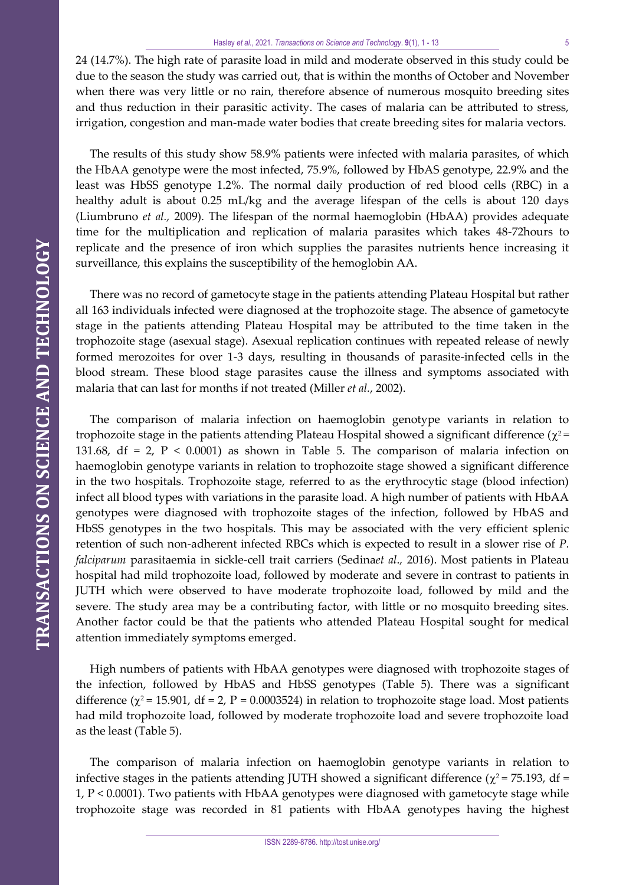24 (14.7%). The high rate of parasite load in mild and moderate observed in this study could be due to the season the study was carried out, that is within the months of October and November when there was very little or no rain, therefore absence of numerous mosquito breeding sites and thus reduction in their parasitic activity. The cases of malaria can be attributed to stress, irrigation, congestion and man-made water bodies that create breeding sites for malaria vectors.

The results of this study show 58.9% patients were infected with malaria parasites, of which the HbAA genotype were the most infected, 75.9%, followed by HbAS genotype, 22.9% and the least was HbSS genotype 1.2%. The normal daily production of red blood cells (RBC) in a healthy adult is about 0.25 mL/kg and the average lifespan of the cells is about 120 days (Liumbruno *et al.,* 2009). The lifespan of the normal haemoglobin (HbAA) provides adequate time for the multiplication and replication of malaria parasites which takes 48-72hours to replicate and the presence of iron which supplies the parasites nutrients hence increasing it surveillance, this explains the susceptibility of the hemoglobin AA.

There was no record of gametocyte stage in the patients attending Plateau Hospital but rather all 163 individuals infected were diagnosed at the trophozoite stage. The absence of gametocyte stage in the patients attending Plateau Hospital may be attributed to the time taken in the trophozoite stage (asexual stage). Asexual replication continues with repeated release of newly formed merozoites for over 1-3 days, resulting in thousands of parasite-infected cells in the blood stream. These blood stage parasites cause the illness and symptoms associated with malaria that can last for months if not treated (Miller *et al.*, 2002).

The comparison of malaria infection on haemoglobin genotype variants in relation to trophozoite stage in the patients attending Plateau Hospital showed a significant difference ($\chi^2 = 131.68$, df = 2, $P < 0.0001$) as shown in Table 5. The comparison of malaria infection on haemoglobin genotype variants in relation to trophozoite stage showed a significant difference in the two hospitals. Trophozoite stage, referred to as the erythrocytic stage (blood infection) infect all blood types with variations in the parasite load. A high number of patients with HbAA genotypes were diagnosed with trophozoite stages of the infection, followed by HbAS and HbSS genotypes in the two hospitals. This may be associated with the very efficient splenic retention of such non-adherent infected RBCs which is expected to result in a slower rise of *P. falciparum* parasitaemia in sickle-cell trait carriers (Sedina*et al.,* 2016). Most patients in Plateau hospital had mild trophozoite load, followed by moderate and severe in contrast to patients in JUTH which were observed to have moderate trophozoite load, followed by mild and the severe. The study area may be a contributing factor, with little or no mosquito breeding sites. Another factor could be that the patients who attended Plateau Hospital sought for medical attention immediately symptoms emerged.

High numbers of patients with HbAA genotypes were diagnosed with trophozoite stages of the infection, followed by HbAS and HbSS genotypes (Table 5). There was a significant difference ($\chi^2 = 15.901$, df = 2, P = 0.0003524) in relation to trophozoite stage load. Most patients had mild trophozoite load, followed by moderate trophozoite load and severe trophozoite load as the least (Table 5).

The comparison of malaria infection on haemoglobin genotype variants in relation to infective stages in the patients attending JUTH showed a significant difference ($\chi^2 = 75.193$, df = 1, $P < 0.0001$). Two patients with HbAA genotypes were diagnosed with gametocyte stage while trophozoite stage was recorded in 81 patients with HbAA genotypes having the highest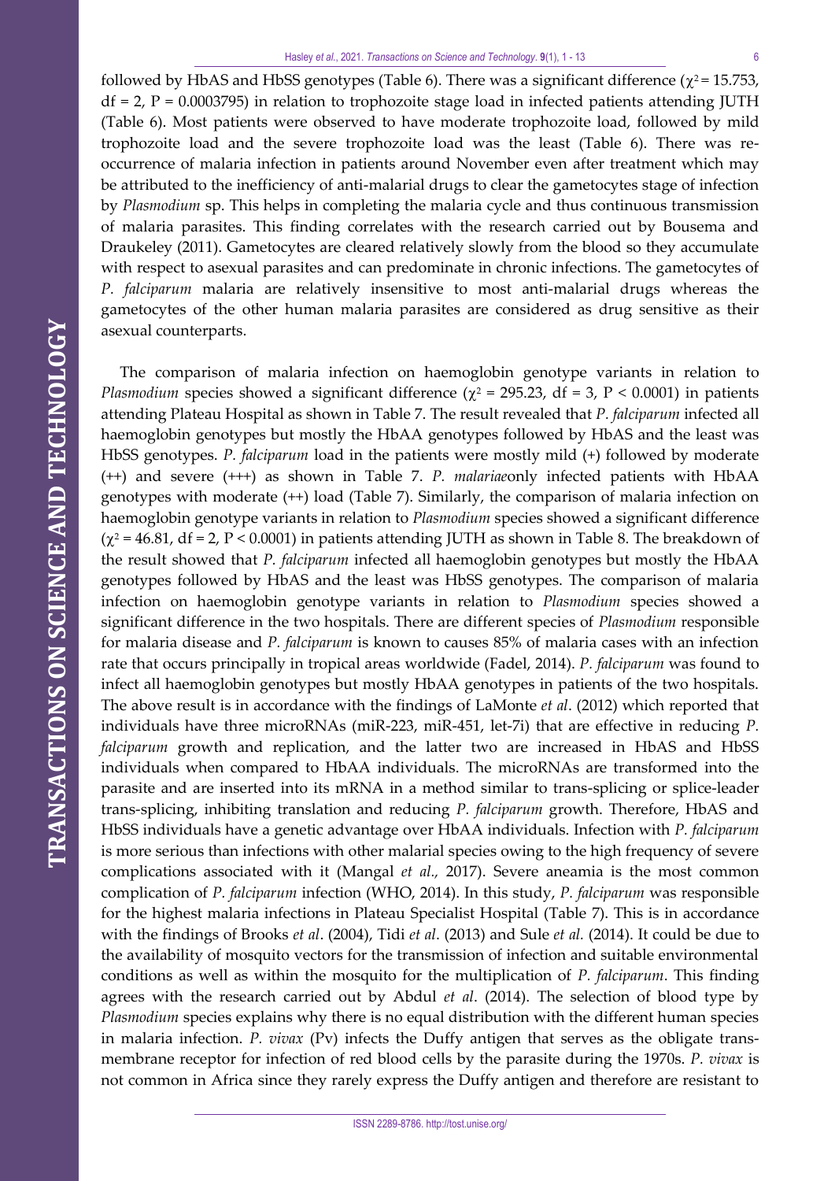followed by HbAS and HbSS genotypes (Table 6). There was a significant difference ($\chi^2 = 15.753$, df = 2, P = 0.0003795) in relation to trophozoite stage load in infected patients attending JUTH (Table 6). Most patients were observed to have moderate trophozoite load, followed by mild trophozoite load and the severe trophozoite load was the least (Table 6). There was re-occurrence of malaria infection in patients around November even after treatment which may be attributed to the inefficiency of anti-malarial drugs to clear the gametocytes stage of infection by *Plasmodium* sp. This helps in completing the malaria cycle and thus continuous transmission of malaria parasites. This finding correlates with the research carried out by Bousema and Draukeley (2011). Gametocytes are cleared relatively slowly from the blood so they accumulate with respect to asexual parasites and can predominate in chronic infections. The gametocytes of *P. falciparum* malaria are relatively insensitive to most anti-malarial drugs whereas the gametocytes of the other human malaria parasites are considered as drug sensitive as their asexual counterparts.

The comparison of malaria infection on haemoglobin genotype variants in relation to *Plasmodium* species showed a significant difference ($\chi^2 = 295.23$, df = 3, P < 0.0001) in patients attending Plateau Hospital as shown in Table 7. The result revealed that *P. falciparum* infected all haemoglobin genotypes but mostly the HbAA genotypes followed by HbAS and the least was HbSS genotypes. *P. falciparum* load in the patients were mostly mild (+) followed by moderate (++) and severe (+++) as shown in Table 7. *P. malariae*only infected patients with HbAA genotypes with moderate (++) load (Table 7). Similarly, the comparison of malaria infection on haemoglobin genotype variants in relation to *Plasmodium* species showed a significant difference ($\chi^2 = 46.81$, df = 2, P < 0.0001) in patients attending JUTH as shown in Table 8. The breakdown of the result showed that *P. falciparum* infected all haemoglobin genotypes but mostly the HbAA genotypes followed by HbAS and the least was HbSS genotypes. The comparison of malaria infection on haemoglobin genotype variants in relation to *Plasmodium* species showed a significant difference in the two hospitals. There are different species of *Plasmodium* responsible for malaria disease and *P. falciparum* is known to causes 85% of malaria cases with an infection rate that occurs principally in tropical areas worldwide (Fadel, 2014). *P. falciparum* was found to infect all haemoglobin genotypes but mostly HbAA genotypes in patients of the two hospitals. The above result is in accordance with the findings of LaMonte *et al*. (2012) which reported that individuals have three microRNAs (miR-223, miR-451, let-7i) that are effective in reducing *P. falciparum* growth and replication, and the latter two are increased in HbAS and HbSS individuals when compared to HbAA individuals. The microRNAs are transformed into the parasite and are inserted into its mRNA in a method similar to trans-splicing or splice-leader trans-splicing, inhibiting translation and reducing *P. falciparum* growth. Therefore, HbAS and HbSS individuals have a genetic advantage over HbAA individuals. Infection with *P. falciparum* is more serious than infections with other malarial species owing to the high frequency of severe complications associated with it (Mangal *et al.,* 2017). Severe aneamia is the most common complication of *P. falciparum* infection (WHO, 2014). In this study, *P. falciparum* was responsible for the highest malaria infections in Plateau Specialist Hospital (Table 7). This is in accordance with the findings of Brooks *et al*. (2004), Tidi *et al*. (2013) and Sule *et al.* (2014). It could be due to the availability of mosquito vectors for the transmission of infection and suitable environmental conditions as well as within the mosquito for the multiplication of *P. falciparum*. This finding agrees with the research carried out by Abdul *et al*. (2014). The selection of blood type by *Plasmodium* species explains why there is no equal distribution with the different human species in malaria infection. *P. vivax* (Pv) infects the Duffy antigen that serves as the obligate trans-membrane receptor for infection of red blood cells by the parasite during the 1970s. *P. vivax* is not common in Africa since they rarely express the Duffy antigen and therefore are resistant to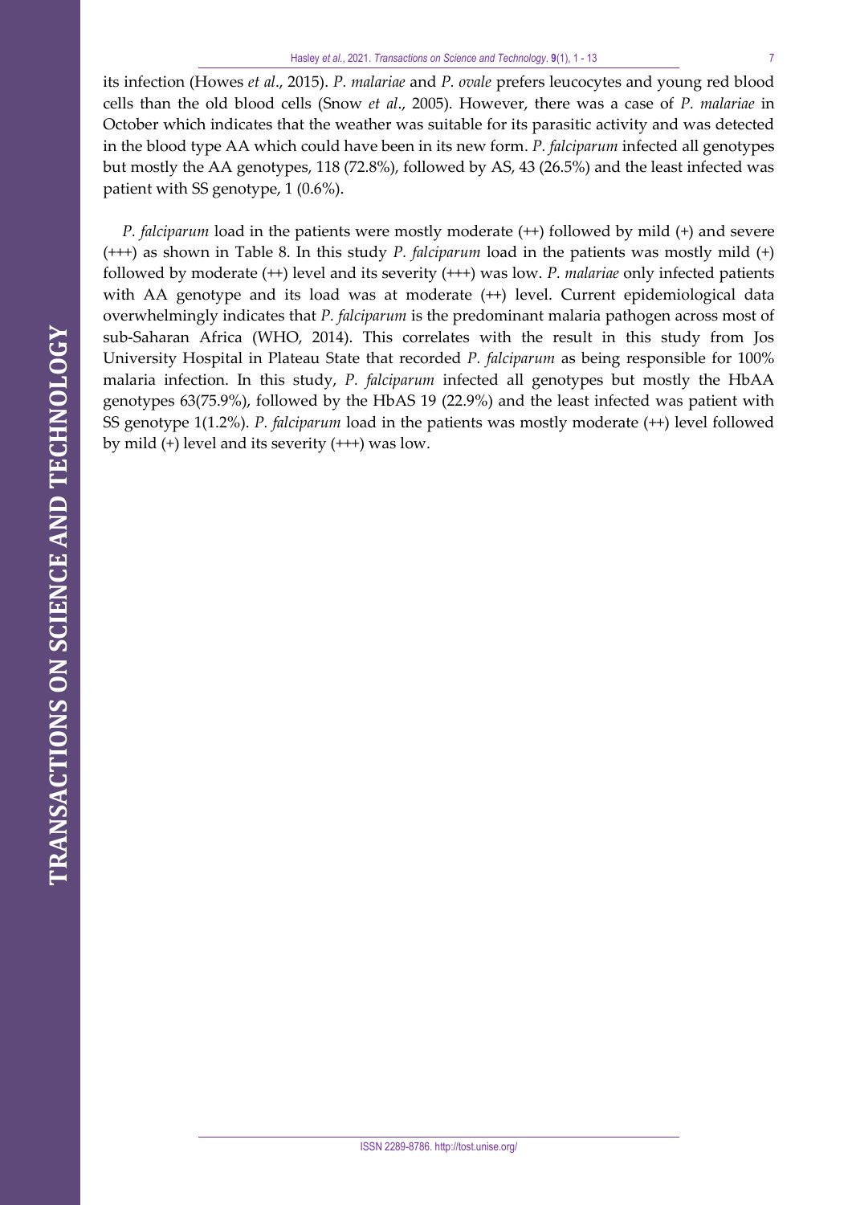its infection (Howes *et al*., 2015). *P. malariae* and *P. ovale* prefers leucocytes and young red blood cells than the old blood cells (Snow *et al*., 2005). However, there was a case of *P. malariae* in October which indicates that the weather was suitable for its parasitic activity and was detected in the blood type AA which could have been in its new form. *P. falciparum* infected all genotypes but mostly the AA genotypes, 118 (72.8%), followed by AS, 43 (26.5%) and the least infected was patient with SS genotype, 1 (0.6%).

*P. falciparum* load in the patients were mostly moderate (++) followed by mild (+) and severe (+++) as shown in Table 8. In this study *P. falciparum* load in the patients was mostly mild (+) followed by moderate (++) level and its severity (+++) was low. *P. malariae* only infected patients with AA genotype and its load was at moderate (++) level. Current epidemiological data overwhelmingly indicates that *P. falciparum* is the predominant malaria pathogen across most of sub-Saharan Africa (WHO, 2014). This correlates with the result in this study from Jos University Hospital in Plateau State that recorded *P. falciparum* as being responsible for 100% malaria infection. In this study, *P. falciparum* infected all genotypes but mostly the HbAA genotypes 63(75.9%), followed by the HbAS 19 (22.9%) and the least infected was patient with SS genotype 1(1.2%). *P. falciparum* load in the patients was mostly moderate (++) level followed by mild (+) level and its severity (+++) was low.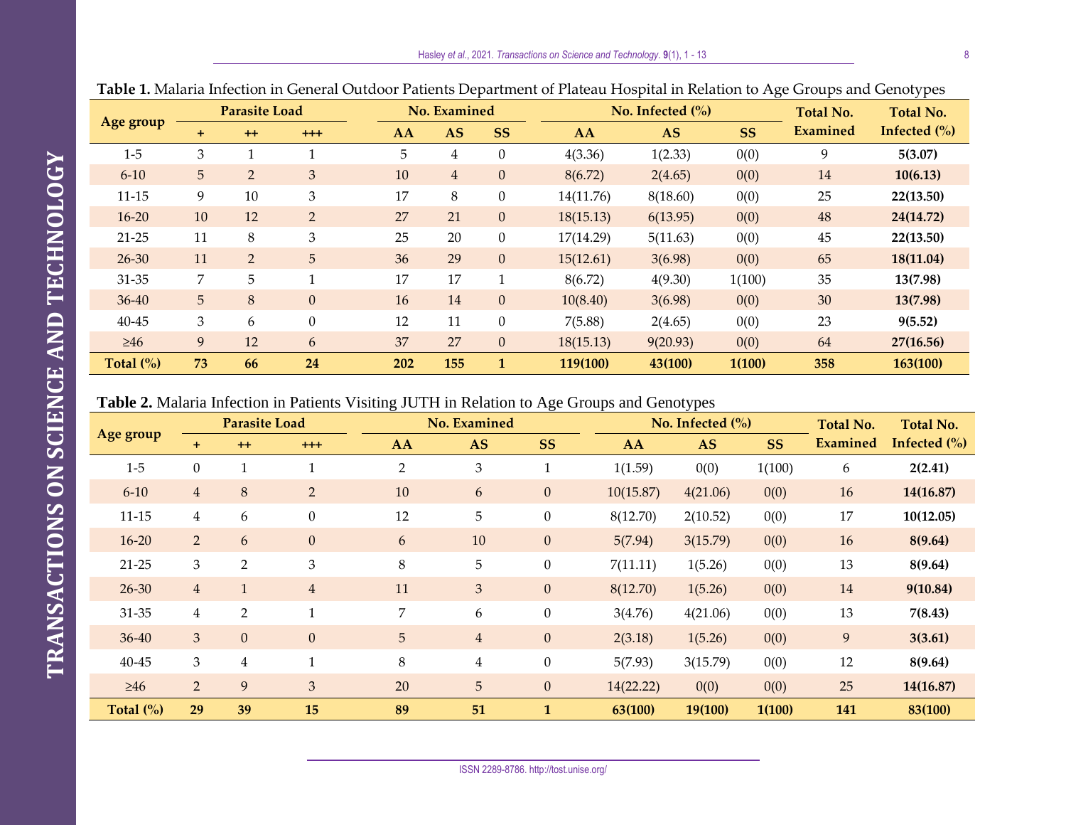**Table 1.** Malaria Infection in General Outdoor Patients Department of Plateau Hospital in Relation to Age Groups and Genotypes

| Age group | Parasite Load | | | No. Examined | | | No. Infected (%) | | | Total No. Examined | Total No. Infected (%) |
|---|---|---|---|---|---|---|---|---|---|---|---|
| | + | ++ | +++ | AA | AS | SS | AA | AS | SS | | |
| 1-5 | 3 | 1 | 1 | 5 | 4 | 0 | 4(3.36) | 1(2.33) | 0(0) | 9 | **5(3.07)** |
| 6-10 | 5 | 2 | 3 | 10 | 4 | 0 | 8(6.72) | 2(4.65) | 0(0) | 14 | **10(6.13)** |
| 11-15 | 9 | 10 | 3 | 17 | 8 | 0 | 14(11.76) | 8(18.60) | 0(0) | 25 | **22(13.50)** |
| 16-20 | 10 | 12 | 2 | 27 | 21 | 0 | 18(15.13) | 6(13.95) | 0(0) | 48 | **24(14.72)** |
| 21-25 | 11 | 8 | 3 | 25 | 20 | 0 | 17(14.29) | 5(11.63) | 0(0) | 45 | **22(13.50)** |
| 26-30 | 11 | 2 | 5 | 36 | 29 | 0 | 15(12.61) | 3(6.98) | 0(0) | 65 | **18(11.04)** |
| 31-35 | 7 | 5 | 1 | 17 | 17 | 1 | 8(6.72) | 4(9.30) | 1(100) | 35 | **13(7.98)** |
| 36-40 | 5 | 8 | 0 | 16 | 14 | 0 | 10(8.40) | 3(6.98) | 0(0) | 30 | **13(7.98)** |
| 40-45 | 3 | 6 | 0 | 12 | 11 | 0 | 7(5.88) | 2(4.65) | 0(0) | 23 | **9(5.52)** |
| ≥46 | 9 | 12 | 6 | 37 | 27 | 0 | 18(15.13) | 9(20.93) | 0(0) | 64 | **27(16.56)** |
| **Total (%)** | **73** | **66** | **24** | **202** | **155** | **1** | **119(100)** | **43(100)** | **1(100)** | **358** | **163(100)** |

**Table 2.** Malaria Infection in Patients Visiting JUTH in Relation to Age Groups and Genotypes

| Age group | Parasite Load | | | No. Examined | | | No. Infected (%) | | | Total No. Examined | Total No. Infected (%) |
|---|---|---|---|---|---|---|---|---|---|---|---|
| | + | ++ | +++ | AA | AS | SS | AA | AS | SS | | |
| 1-5 | 0 | 1 | 1 | 2 | 3 | 1 | 1(1.59) | 0(0) | 1(100) | 6 | **2(2.41)** |
| 6-10 | 4 | 8 | 2 | 10 | 6 | 0 | 10(15.87) | 4(21.06) | 0(0) | 16 | **14(16.87)** |
| 11-15 | 4 | 6 | 0 | 12 | 5 | 0 | 8(12.70) | 2(10.52) | 0(0) | 17 | **10(12.05)** |
| 16-20 | 2 | 6 | 0 | 6 | 10 | 0 | 5(7.94) | 3(15.79) | 0(0) | 16 | **8(9.64)** |
| 21-25 | 3 | 2 | 3 | 8 | 5 | 0 | 7(11.11) | 1(5.26) | 0(0) | 13 | **8(9.64)** |
| 26-30 | 4 | 1 | 4 | 11 | 3 | 0 | 8(12.70) | 1(5.26) | 0(0) | 14 | **9(10.84)** |
| 31-35 | 4 | 2 | 1 | 7 | 6 | 0 | 3(4.76) | 4(21.06) | 0(0) | 13 | **7(8.43)** |
| 36-40 | 3 | 0 | 0 | 5 | 4 | 0 | 2(3.18) | 1(5.26) | 0(0) | 9 | **3(3.61)** |
| 40-45 | 3 | 4 | 1 | 8 | 4 | 0 | 5(7.93) | 3(15.79) | 0(0) | 12 | **8(9.64)** |
| ≥46 | 2 | 9 | 3 | 20 | 5 | 0 | 14(22.22) | 0(0) | 0(0) | 25 | **14(16.87)** |
| **Total (%)** | **29** | **39** | **15** | **89** | **51** | **1** | **63(100)** | **19(100)** | **1(100)** | **141** | **83(100)** |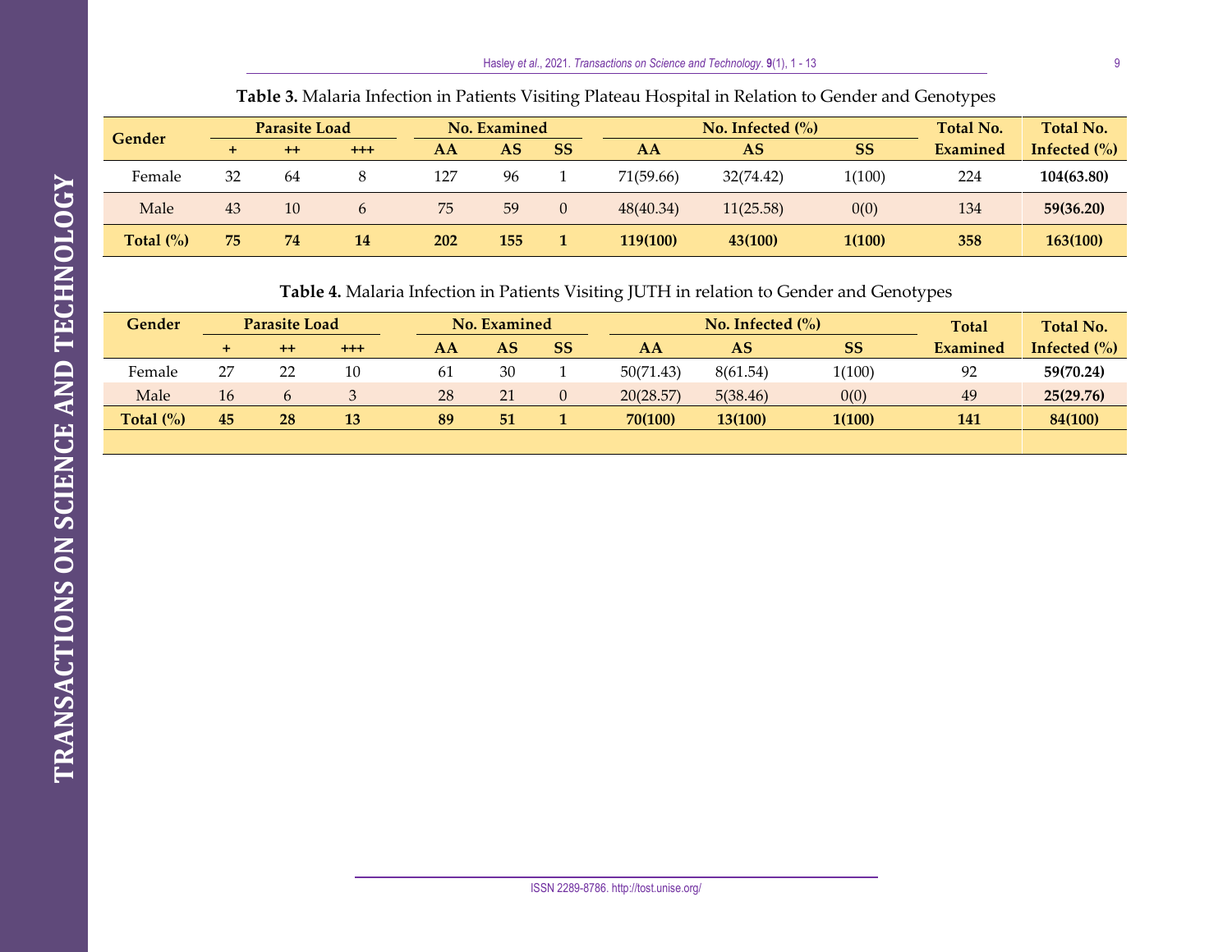**Table 3.** Malaria Infection in Patients Visiting Plateau Hospital in Relation to Gender and Genotypes

| Gender | Parasite Load | | | No. Examined | | | No. Infected (%) | | | Total No. Examined | Total No. Infected (%) |
|---|---|---|---|---|---|---|---|---|---|---|---|
| | + | ++ | +++ | AA | AS | SS | AA | AS | SS | | |
| Female | 32 | 64 | 8 | 127 | 96 | 1 | 71(59.66) | 32(74.42) | 1(100) | 224 | **104(63.80)** |
| Male | 43 | 10 | 6 | 75 | 59 | 0 | 48(40.34) | 11(25.58) | 0(0) | 134 | **59(36.20)** |
| **Total (%)** | **75** | **74** | **14** | **202** | **155** | **1** | **119(100)** | **43(100)** | **1(100)** | **358** | **163(100)** |

**Table 4.** Malaria Infection in Patients Visiting JUTH in relation to Gender and Genotypes

| Gender | Parasite Load | | | No. Examined | | | No. Infected (%) | | | Total Examined | Total No. Infected (%) |
|---|---|---|---|---|---|---|---|---|---|---|---|
| | + | ++ | +++ | AA | AS | SS | AA | AS | SS | | |
| Female | 27 | 22 | 10 | 61 | 30 | 1 | 50(71.43) | 8(61.54) | 1(100) | 92 | **59(70.24)** |
| Male | 16 | 6 | 3 | 28 | 21 | 0 | 20(28.57) | 5(38.46) | 0(0) | 49 | **25(29.76)** |
| **Total (%)** | **45** | **28** | **13** | **89** | **51** | **1** | **70(100)** | **13(100)** | **1(100)** | **141** | **84(100)** |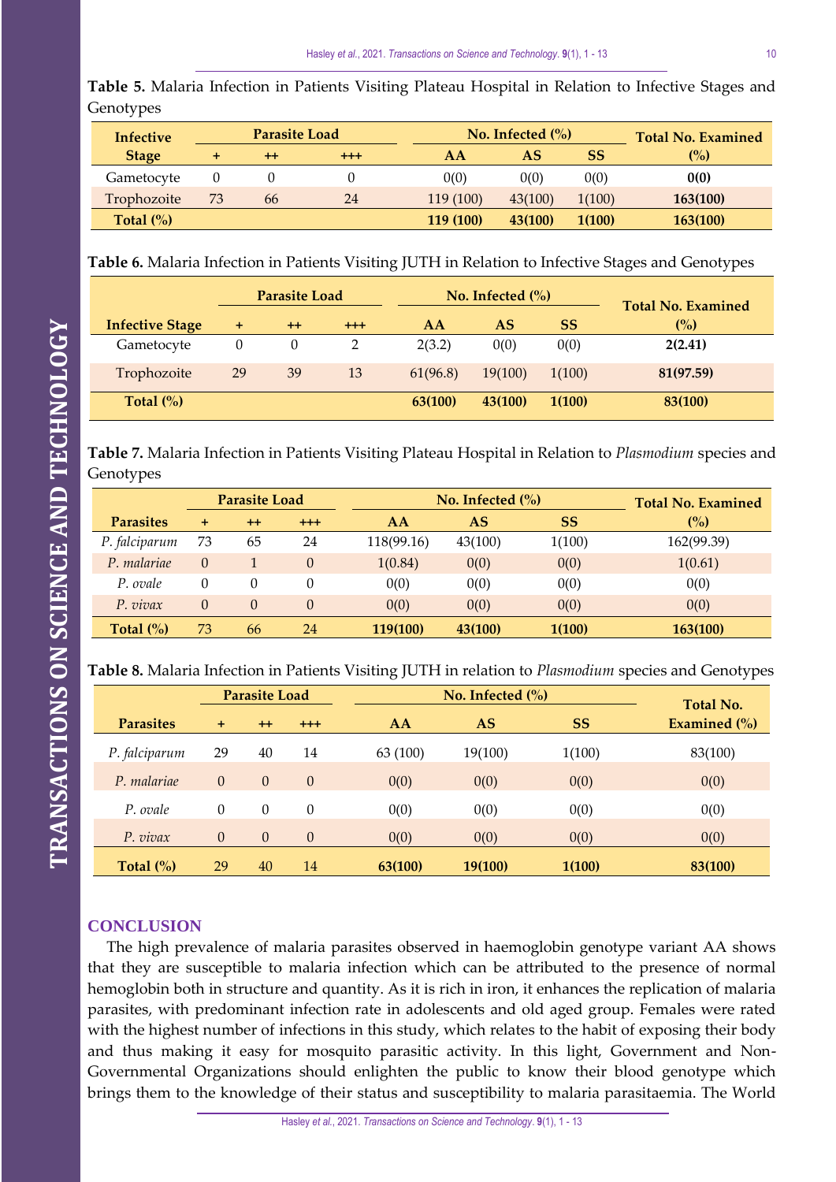**Table 5.** Malaria Infection in Patients Visiting Plateau Hospital in Relation to Infective Stages and Genotypes

| Infective Stage | Parasite Load | | | No. Infected (%) | | | Total No. Examined (%) |
|---|---|---|---|---|---|---|---|
| | + | ++ | +++ | AA | AS | SS | |
| Gametocyte | 0 | 0 | 0 | 0(0) | 0(0) | 0(0) | **0(0)** |
| Trophozoite | 73 | 66 | 24 | 119 (100) | 43(100) | 1(100) | **163(100)** |
| **Total (%)** | | | | **119 (100)** | **43(100)** | **1(100)** | **163(100)** |

**Table 6.** Malaria Infection in Patients Visiting JUTH in Relation to Infective Stages and Genotypes

| Infective Stage | Parasite Load | | | No. Infected (%) | | | Total No. Examined (%) |
|---|---|---|---|---|---|---|---|
| | + | ++ | +++ | AA | AS | SS | |
| Gametocyte | 0 | 0 | 2 | 2(3.2) | 0(0) | 0(0) | **2(2.41)** |
| Trophozoite | 29 | 39 | 13 | 61(96.8) | 19(100) | 1(100) | **81(97.59)** |
| **Total (%)** | | | | **63(100)** | **43(100)** | **1(100)** | **83(100)** |

**Table 7.** Malaria Infection in Patients Visiting Plateau Hospital in Relation to *Plasmodium* species and Genotypes

| Parasites | Parasite Load | | | No. Infected (%) | | | Total No. Examined (%) |
|---|---|---|---|---|---|---|---|
| | + | ++ | +++ | AA | AS | SS | |
| *P. falciparum* | 73 | 65 | 24 | 118(99.16) | 43(100) | 1(100) | 162(99.39) |
| *P. malariae* | 0 | 1 | 0 | 1(0.84) | 0(0) | 0(0) | 1(0.61) |
| *P. ovale* | 0 | 0 | 0 | 0(0) | 0(0) | 0(0) | 0(0) |
| *P. vivax* | 0 | 0 | 0 | 0(0) | 0(0) | 0(0) | 0(0) |
| **Total (%)** | 73 | 66 | 24 | **119(100)** | **43(100)** | **1(100)** | **163(100)** |

**Table 8.** Malaria Infection in Patients Visiting JUTH in relation to *Plasmodium* species and Genotypes

| Parasites | Parasite Load | | | No. Infected (%) | | | Total No. Examined (%) |
|---|---|---|---|---|---|---|---|
| | + | ++ | +++ | AA | AS | SS | |
| *P. falciparum* | 29 | 40 | 14 | 63 (100) | 19(100) | 1(100) | 83(100) |
| *P. malariae* | 0 | 0 | 0 | 0(0) | 0(0) | 0(0) | 0(0) |
| *P. ovale* | 0 | 0 | 0 | 0(0) | 0(0) | 0(0) | 0(0) |
| *P. vivax* | 0 | 0 | 0 | 0(0) | 0(0) | 0(0) | 0(0) |
| **Total (%)** | 29 | 40 | 14 | **63(100)** | **19(100)** | **1(100)** | **83(100)** |

## CONCLUSION

The high prevalence of malaria parasites observed in haemoglobin genotype variant AA shows that they are susceptible to malaria infection which can be attributed to the presence of normal hemoglobin both in structure and quantity. As it is rich in iron, it enhances the replication of malaria parasites, with predominant infection rate in adolescents and old aged group. Females were rated with the highest number of infections in this study, which relates to the habit of exposing their body and thus making it easy for mosquito parasitic activity. In this light, Government and Non-Governmental Organizations should enlighten the public to know their blood genotype which brings them to the knowledge of their status and susceptibility to malaria parasitaemia. The World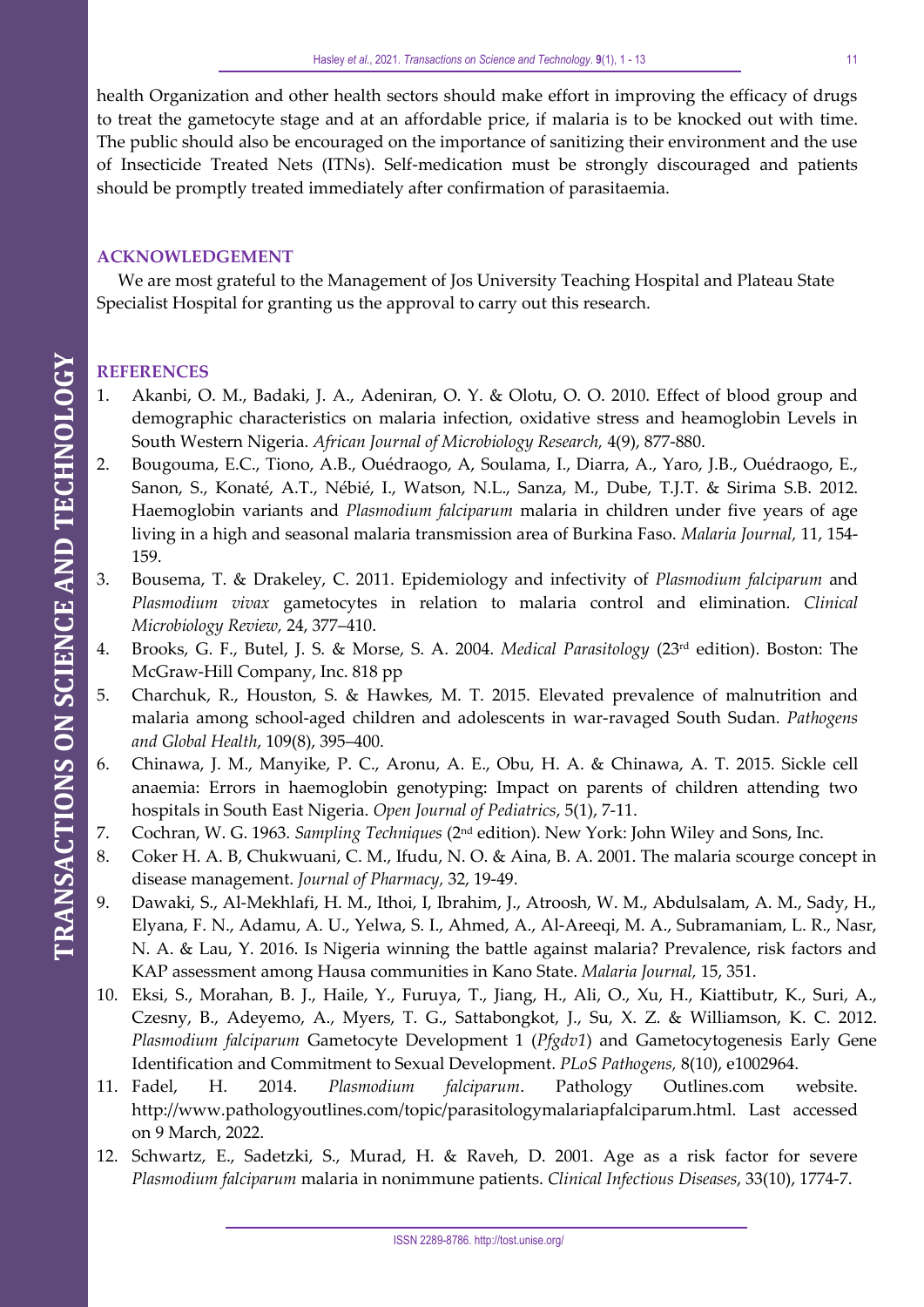health Organization and other health sectors should make effort in improving the efficacy of drugs to treat the gametocyte stage and at an affordable price, if malaria is to be knocked out with time. The public should also be encouraged on the importance of sanitizing their environment and the use of Insecticide Treated Nets (ITNs). Self-medication must be strongly discouraged and patients should be promptly treated immediately after confirmation of parasitaemia.

## ACKNOWLEDGEMENT

We are most grateful to the Management of Jos University Teaching Hospital and Plateau State Specialist Hospital for granting us the approval to carry out this research.

## REFERENCES

1. Akanbi, O. M., Badaki, J. A., Adeniran, O. Y. & Olotu, O. O. 2010. Effect of blood group and demographic characteristics on malaria infection, oxidative stress and heamoglobin Levels in South Western Nigeria. *African Journal of Microbiology Research,* 4(9), 877-880.
2. Bougouma, E.C., Tiono, A.B., Ouédraogo, A, Soulama, I., Diarra, A., Yaro, J.B., Ouédraogo, E., Sanon, S., Konaté, A.T., Nébié, I., Watson, N.L., Sanza, M., Dube, T.J.T. & Sirima S.B. 2012. Haemoglobin variants and *Plasmodium falciparum* malaria in children under five years of age living in a high and seasonal malaria transmission area of Burkina Faso. *Malaria Journal,* 11, 154-159.
3. Bousema, T. & Drakeley, C. 2011. Epidemiology and infectivity of *Plasmodium falciparum* and *Plasmodium vivax* gametocytes in relation to malaria control and elimination. *Clinical Microbiology Review,* 24, 377–410.
4. Brooks, G. F., Butel, J. S. & Morse, S. A. 2004. *Medical Parasitology* (23rd edition). Boston: The McGraw-Hill Company, Inc. 818 pp
5. Charchuk, R., Houston, S. & Hawkes, M. T. 2015. Elevated prevalence of malnutrition and malaria among school-aged children and adolescents in war-ravaged South Sudan. *Pathogens and Global Health*, 109(8), 395–400.
6. Chinawa, J. M., Manyike, P. C., Aronu, A. E., Obu, H. A. & Chinawa, A. T. 2015. Sickle cell anaemia: Errors in haemoglobin genotyping: Impact on parents of children attending two hospitals in South East Nigeria. *Open Journal of Pediatrics*, 5(1), 7-11.
7. Cochran, W. G. 1963. *Sampling Techniques* (2nd edition). New York: John Wiley and Sons, Inc.
8. Coker H. A. B, Chukwuani, C. M., Ifudu, N. O. & Aina, B. A. 2001. The malaria scourge concept in disease management. *Journal of Pharmacy,* 32, 19-49.
9. Dawaki, S., Al-Mekhlafi, H. M., Ithoi, I, Ibrahim, J., Atroosh, W. M., Abdulsalam, A. M., Sady, H., Elyana, F. N., Adamu, A. U., Yelwa, S. I., Ahmed, A., Al-Areeqi, M. A., Subramaniam, L. R., Nasr, N. A. & Lau, Y. 2016. Is Nigeria winning the battle against malaria? Prevalence, risk factors and KAP assessment among Hausa communities in Kano State. *Malaria Journal,* 15, 351.
10. Eksi, S., Morahan, B. J., Haile, Y., Furuya, T., Jiang, H., Ali, O., Xu, H., Kiattibutr, K., Suri, A., Czesny, B., Adeyemo, A., Myers, T. G., Sattabongkot, J., Su, X. Z. & Williamson, K. C. 2012. *Plasmodium falciparum* Gametocyte Development 1 (*Pfgdv1*) and Gametocytogenesis Early Gene Identification and Commitment to Sexual Development. *PLoS Pathogens,* 8(10), e1002964.
11. Fadel, H. 2014. *Plasmodium falciparum*. Pathology Outlines.com website. http://www.pathologyoutlines.com/topic/parasitologymalariapfalciparum.html. Last accessed on 9 March, 2022.
12. Schwartz, E., Sadetzki, S., Murad, H. & Raveh, D. 2001. Age as a risk factor for severe *Plasmodium falciparum* malaria in nonimmune patients. *Clinical Infectious Diseases*, 33(10), 1774-7.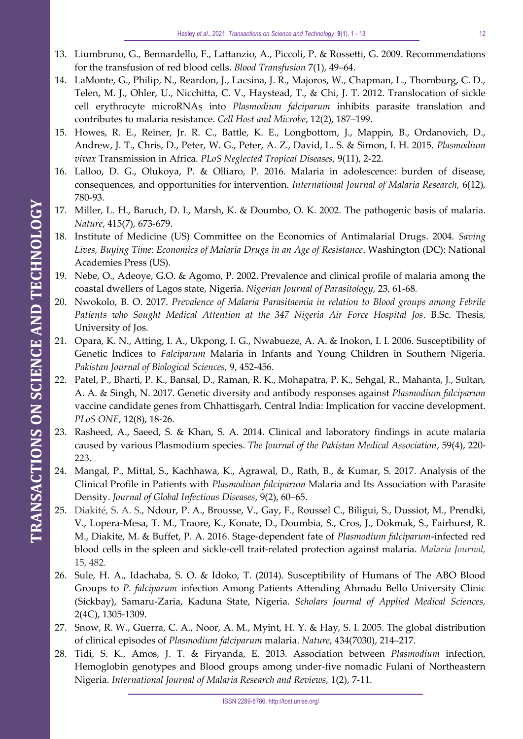13. Liumbruno, G., Bennardello, F., Lattanzio, A., Piccoli, P. & Rossetti, G. 2009. Recommendations for the transfusion of red blood cells. *Blood Transfusion* 7(1), 49–64.
14. LaMonte, G., Philip, N., Reardon, J., Lacsina, J. R., Majoros, W., Chapman, L., Thornburg, C. D., Telen, M. J., Ohler, U., Nicchitta, C. V., Haystead, T., & Chi, J. T. 2012. Translocation of sickle cell erythrocyte microRNAs into *Plasmodium falciparum* inhibits parasite translation and contributes to malaria resistance. *Cell Host and Microbe*, 12(2), 187–199.
15. Howes, R. E., Reiner, Jr. R. C., Battle, K. E., Longbottom, J., Mappin, B., Ordanovich, D., Andrew, J. T., Chris, D., Peter, W. G., Peter, A. Z., David, L. S. & Simon, I. H. 2015. *Plasmodium vivax* Transmission in Africa. *PLoS Neglected Tropical Diseases,* 9(11), 2-22.
16. Lalloo, D. G., Olukoya, P. & Olliaro, P. 2016. Malaria in adolescence: burden of disease, consequences, and opportunities for intervention. *International Journal of Malaria Research,* 6(12), 780-93.
17. Miller, L. H., Baruch, D. I., Marsh, K. & Doumbo, O. K. 2002. The pathogenic basis of malaria. *Nature*, 415(7), 673-679.
18. Institute of Medicine (US) Committee on the Economics of Antimalarial Drugs. 2004. *Saving Lives, Buying Time: Economics of Malaria Drugs in an Age of Resistance*. Washington (DC): National Academies Press (US).
19. Nebe, O., Adeoye, G.O. & Agomo, P. 2002. Prevalence and clinical profile of malaria among the coastal dwellers of Lagos state, Nigeria. *Nigerian Journal of Parasitology,* 23, 61-68.
20. Nwokolo, B. O. 2017. *Prevalence of Malaria Parasitaemia in relation to Blood groups among Febrile Patients who Sought Medical Attention at the 347 Nigeria Air Force Hospital Jos*. B.Sc. Thesis, University of Jos.
21. Opara, K. N., Atting, I. A., Ukpong, I. G., Nwabueze, A. A. & Inokon, I. I. 2006. Susceptibility of Genetic Indices to *Falciparum* Malaria in Infants and Young Children in Southern Nigeria. *Pakistan Journal of Biological Sciences,* 9, 452-456.
22. Patel, P., Bharti, P. K., Bansal, D., Raman, R. K., Mohapatra, P. K., Sehgal, R., Mahanta, J., Sultan, A. A. & Singh, N. 2017. Genetic diversity and antibody responses against *Plasmodium falciparum* vaccine candidate genes from Chhattisgarh, Central India: Implication for vaccine development. *PLoS ONE,* 12(8), 18-26.
23. Rasheed, A., Saeed, S. & Khan, S. A. 2014. Clinical and laboratory findings in acute malaria caused by various Plasmodium species. *The Journal of the Pakistan Medical Association*, 59(4), 220-223.
24. Mangal, P., Mittal, S., Kachhawa, K., Agrawal, D., Rath, B., & Kumar, S. 2017. Analysis of the Clinical Profile in Patients with *Plasmodium falciparum* Malaria and Its Association with Parasite Density. *Journal of Global Infectious Diseases*, 9(2), 60–65.
25. Diakité, S. A. S., Ndour, P. A., Brousse, V., Gay, F., Roussel C., Biligui, S., Dussiot, M., Prendki, V., Lopera-Mesa, T. M., Traore, K., Konate, D., Doumbia, S., Cros, J., Dokmak, S., Fairhurst, R. M., Diakite, M. & Buffet, P. A. 2016. Stage-dependent fate of *Plasmodium falciparum*-infected red blood cells in the spleen and sickle-cell trait-related protection against malaria. *Malaria Journal,* 15, 482.
26. Sule, H. A., Idachaba, S. O. & Idoko, T. (2014). Susceptibility of Humans of The ABO Blood Groups to *P. falciparum* infection Among Patients Attending Ahmadu Bello University Clinic (Sickbay), Samaru-Zaria, Kaduna State, Nigeria. *Scholars Journal of Applied Medical Sciences,* 2(4C), 1305-1309.
27. Snow, R. W., Guerra, C. A., Noor, A. M., Myint, H. Y. & Hay, S. I. 2005. The global distribution of clinical episodes of *Plasmodium falciparum* malaria. *Nature*, 434(7030), 214–217.
28. Tidi, S. K., Amos, J. T. & Firyanda, E. 2013. Association between *Plasmodium* infection, Hemoglobin genotypes and Blood groups among under-five nomadic Fulani of Northeastern Nigeria. *International Journal of Malaria Research and Reviews,* 1(2), 7-11.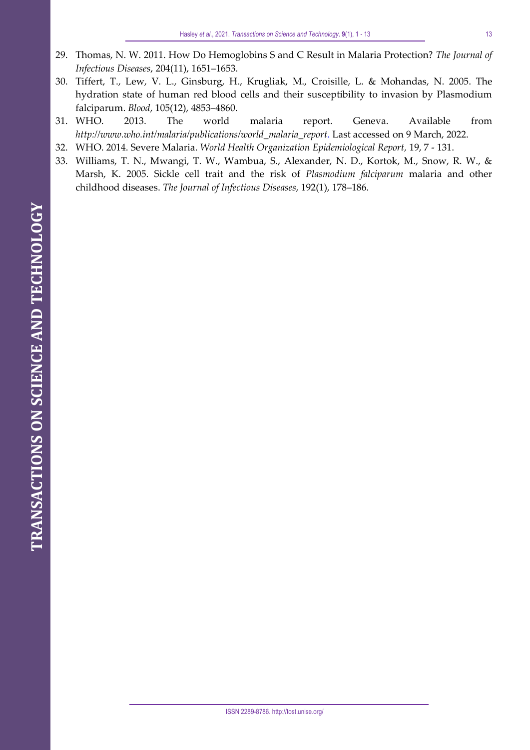29. Thomas, N. W. 2011. How Do Hemoglobins S and C Result in Malaria Protection? *The Journal of Infectious Diseases*, 204(11), 1651–1653.
30. Tiffert, T., Lew, V. L., Ginsburg, H., Krugliak, M., Croisille, L. & Mohandas, N. 2005. The hydration state of human red blood cells and their susceptibility to invasion by Plasmodium falciparum. *Blood*, 105(12), 4853–4860.
31. WHO. 2013. The world malaria report. Geneva. Available from *http://www.who.int/malaria/publications/world_malaria_report*. Last accessed on 9 March, 2022.
32. WHO. 2014. Severe Malaria. *World Health Organization Epidemiological Report*, 19, 7 - 131.
33. Williams, T. N., Mwangi, T. W., Wambua, S., Alexander, N. D., Kortok, M., Snow, R. W., & Marsh, K. 2005. Sickle cell trait and the risk of *Plasmodium falciparum* malaria and other childhood diseases. *The Journal of Infectious Diseases*, 192(1), 178–186.